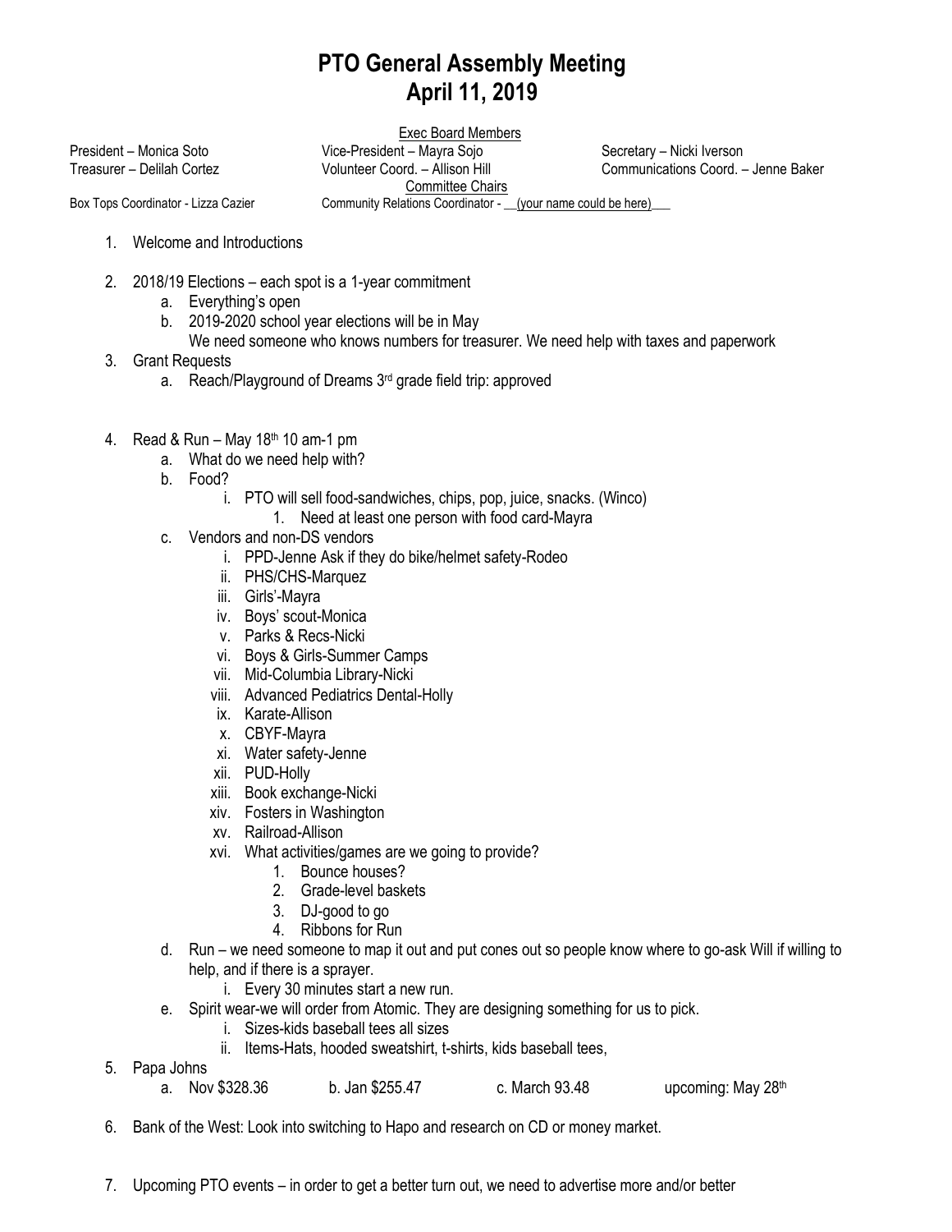# PTO General Assembly Meeting
# April 11, 2019

Exec Board Members

| | | |
|---|---|---|
| President – Monica Soto | Vice-President – Mayra Sojo | Secretary – Nicki Iverson |
| Treasurer – Delilah Cortez | Volunteer Coord. – Allison Hill | Communications Coord. – Jenne Baker |

Committee Chairs

Box Tops Coordinator - Lizza Cazier    Community Relations Coordinator - __(your name could be here)__

1. Welcome and Introductions

2. 2018/19 Elections – each spot is a 1-year commitment
   a. Everything's open
   b. 2019-2020 school year elections will be in May
      We need someone who knows numbers for treasurer. We need help with taxes and paperwork
3. Grant Requests
   a. Reach/Playground of Dreams 3rd grade field trip: approved

4. Read & Run – May 18th 10 am-1 pm
   a. What do we need help with?
   b. Food?
      i. PTO will sell food-sandwiches, chips, pop, juice, snacks. (Winco)
         1. Need at least one person with food card-Mayra
   c. Vendors and non-DS vendors
      i. PPD-Jenne Ask if they do bike/helmet safety-Rodeo
      ii. PHS/CHS-Marquez
      iii. Girls'-Mayra
      iv. Boys' scout-Monica
      v. Parks & Recs-Nicki
      vi. Boys & Girls-Summer Camps
      vii. Mid-Columbia Library-Nicki
      viii. Advanced Pediatrics Dental-Holly
      ix. Karate-Allison
      x. CBYF-Mayra
      xi. Water safety-Jenne
      xii. PUD-Holly
      xiii. Book exchange-Nicki
      xiv. Fosters in Washington
      xv. Railroad-Allison
      xvi. What activities/games are we going to provide?
         1. Bounce houses?
         2. Grade-level baskets
         3. DJ-good to go
         4. Ribbons for Run
   d. Run – we need someone to map it out and put cones out so people know where to go-ask Will if willing to help, and if there is a sprayer.
      i. Every 30 minutes start a new run.
   e. Spirit wear-we will order from Atomic. They are designing something for us to pick.
      i. Sizes-kids baseball tees all sizes
      ii. Items-Hats, hooded sweatshirt, t-shirts, kids baseball tees,
5. Papa Johns
   a. Nov $328.36    b. Jan $255.47    c. March 93.48    upcoming: May 28th

6. Bank of the West: Look into switching to Hapo and research on CD or money market.

7. Upcoming PTO events – in order to get a better turn out, we need to advertise more and/or better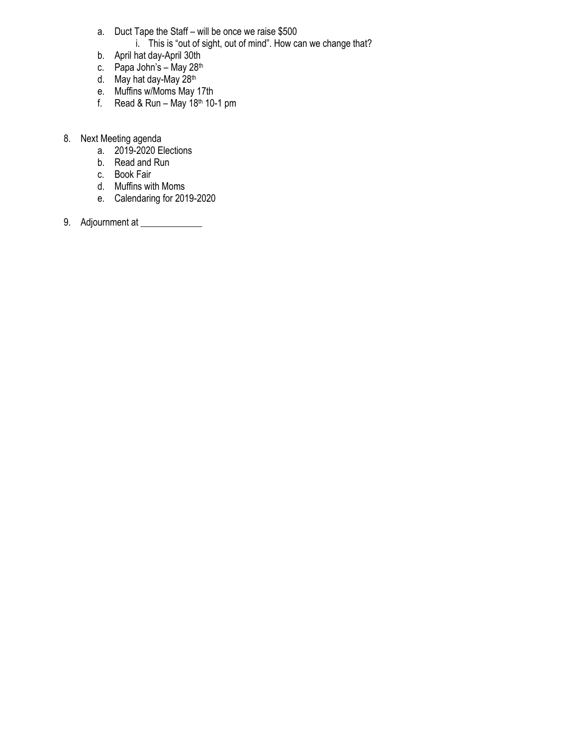a. Duct Tape the Staff – will be once we raise $500
      i. This is "out of sight, out of mind". How can we change that?
   b. April hat day-April 30th
   c. Papa John's – May 28th
   d. May hat day-May 28th
   e. Muffins w/Moms May 17th
   f. Read & Run – May 18th 10-1 pm

8. Next Meeting agenda
   a. 2019-2020 Elections
   b. Read and Run
   c. Book Fair
   d. Muffins with Moms
   e. Calendaring for 2019-2020

9. Adjournment at _____________